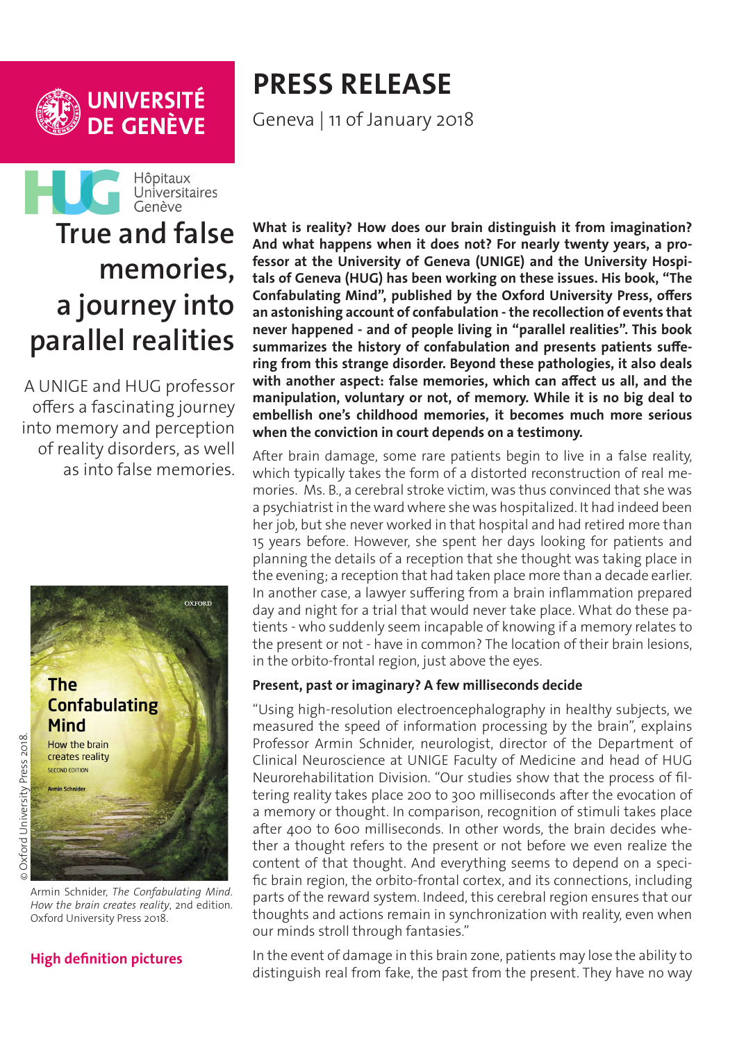UNIVERSITÉ DE GENÈVE

HUG Hôpitaux Universitaires Genève

# PRESS RELEASE

Geneva | 11 of January 2018

# True and false memories, a journey into parallel realities

A UNIGE and HUG professor offers a fascinating journey into memory and perception of reality disorders, as well as into false memories.

© Oxford University Press 2018.

Armin Schnider, *The Confabulating Mind. How the brain creates reality*, 2nd edition. Oxford University Press 2018.

**High definition pictures**

**What is reality? How does our brain distinguish it from imagination? And what happens when it does not? For nearly twenty years, a professor at the University of Geneva (UNIGE) and the University Hospitals of Geneva (HUG) has been working on these issues. His book, "The Confabulating Mind", published by the Oxford University Press, offers an astonishing account of confabulation - the recollection of events that never happened - and of people living in "parallel realities". This book summarizes the history of confabulation and presents patients suffering from this strange disorder. Beyond these pathologies, it also deals with another aspect: false memories, which can affect us all, and the manipulation, voluntary or not, of memory. While it is no big deal to embellish one's childhood memories, it becomes much more serious when the conviction in court depends on a testimony.**

After brain damage, some rare patients begin to live in a false reality, which typically takes the form of a distorted reconstruction of real memories. Ms. B., a cerebral stroke victim, was thus convinced that she was a psychiatrist in the ward where she was hospitalized. It had indeed been her job, but she never worked in that hospital and had retired more than 15 years before. However, she spent her days looking for patients and planning the details of a reception that she thought was taking place in the evening; a reception that had taken place more than a decade earlier. In another case, a lawyer suffering from a brain inflammation prepared day and night for a trial that would never take place. What do these patients - who suddenly seem incapable of knowing if a memory relates to the present or not - have in common? The location of their brain lesions, in the orbito-frontal region, just above the eyes.

**Present, past or imaginary? A few milliseconds decide**

"Using high-resolution electroencephalography in healthy subjects, we measured the speed of information processing by the brain", explains Professor Armin Schnider, neurologist, director of the Department of Clinical Neuroscience at UNIGE Faculty of Medicine and head of HUG Neurorehabilitation Division. "Our studies show that the process of filtering reality takes place 200 to 300 milliseconds after the evocation of a memory or thought. In comparison, recognition of stimuli takes place after 400 to 600 milliseconds. In other words, the brain decides whether a thought refers to the present or not before we even realize the content of that thought. And everything seems to depend on a specific brain region, the orbito-frontal cortex, and its connections, including parts of the reward system. Indeed, this cerebral region ensures that our thoughts and actions remain in synchronization with reality, even when our minds stroll through fantasies."

In the event of damage in this brain zone, patients may lose the ability to distinguish real from fake, the past from the present. They have no way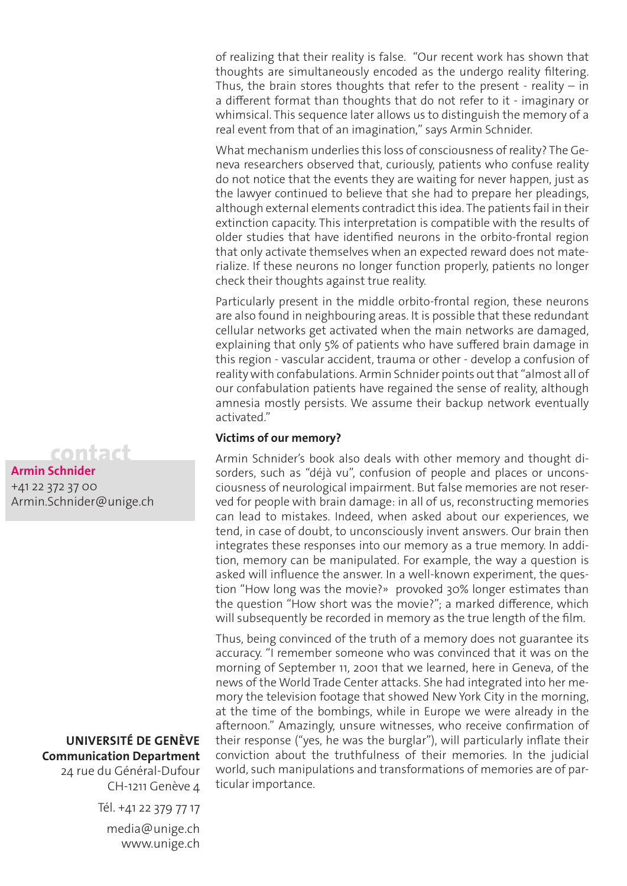of realizing that their reality is false. "Our recent work has shown that thoughts are simultaneously encoded as the undergo reality filtering. Thus, the brain stores thoughts that refer to the present - reality – in a different format than thoughts that do not refer to it - imaginary or whimsical. This sequence later allows us to distinguish the memory of a real event from that of an imagination," says Armin Schnider.

What mechanism underlies this loss of consciousness of reality? The Geneva researchers observed that, curiously, patients who confuse reality do not notice that the events they are waiting for never happen, just as the lawyer continued to believe that she had to prepare her pleadings, although external elements contradict this idea. The patients fail in their extinction capacity. This interpretation is compatible with the results of older studies that have identified neurons in the orbito-frontal region that only activate themselves when an expected reward does not materialize. If these neurons no longer function properly, patients no longer check their thoughts against true reality.

Particularly present in the middle orbito-frontal region, these neurons are also found in neighbouring areas. It is possible that these redundant cellular networks get activated when the main networks are damaged, explaining that only 5% of patients who have suffered brain damage in this region - vascular accident, trauma or other - develop a confusion of reality with confabulations. Armin Schnider points out that "almost all of our confabulation patients have regained the sense of reality, although amnesia mostly persists. We assume their backup network eventually activated."

**Victims of our memory?**

Armin Schnider's book also deals with other memory and thought disorders, such as "déjà vu", confusion of people and places or unconsciousness of neurological impairment. But false memories are not reserved for people with brain damage: in all of us, reconstructing memories can lead to mistakes. Indeed, when asked about our experiences, we tend, in case of doubt, to unconsciously invent answers. Our brain then integrates these responses into our memory as a true memory. In addition, memory can be manipulated. For example, the way a question is asked will influence the answer. In a well-known experiment, the question "How long was the movie?» provoked 30% longer estimates than the question "How short was the movie?"; a marked difference, which will subsequently be recorded in memory as the true length of the film.

Thus, being convinced of the truth of a memory does not guarantee its accuracy. "I remember someone who was convinced that it was on the morning of September 11, 2001 that we learned, here in Geneva, of the news of the World Trade Center attacks. She had integrated into her memory the television footage that showed New York City in the morning, at the time of the bombings, while in Europe we were already in the afternoon." Amazingly, unsure witnesses, who receive confirmation of their response ("yes, he was the burglar"), will particularly inflate their conviction about the truthfulness of their memories. In the judicial world, such manipulations and transformations of memories are of particular importance.

**contact**

**Armin Schnider**
+41 22 372 37 00
Armin.Schnider@unige.ch

**UNIVERSITÉ DE GENÈVE**
**Communication Department**
24 rue du Général-Dufour
CH-1211 Genève 4

Tél. +41 22 379 77 17

media@unige.ch
www.unige.ch